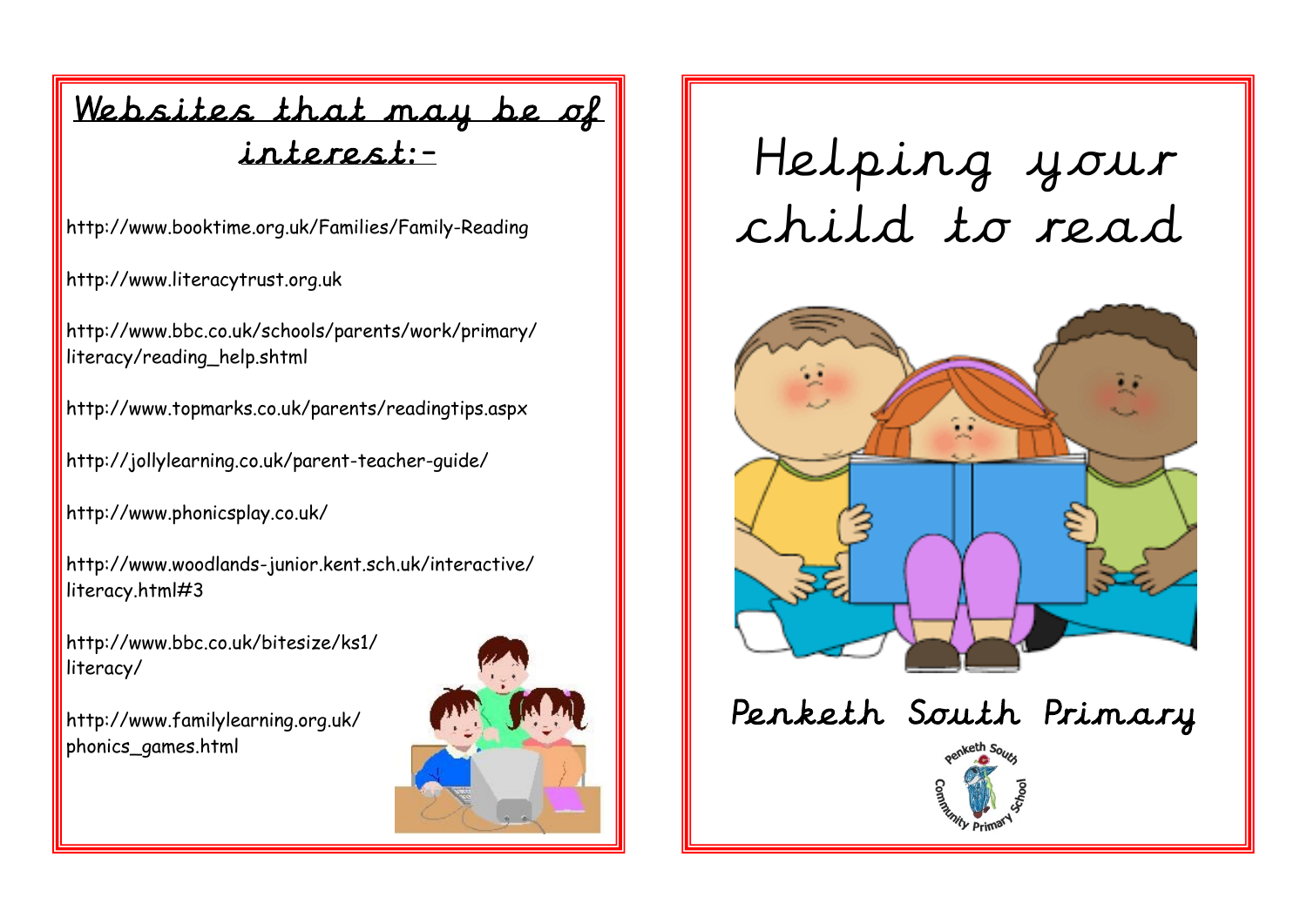## Websites that may be of interest:-

http://www.booktime.org.uk/Families/Family-Reading

http://www.literacytrust.org.uk

http://www.bbc.co.uk/schools/parents/work/primary/literacy/reading_help.shtml

http://www.topmarks.co.uk/parents/readingtips.aspx

http://jollylearning.co.uk/parent-teacher-guide/

http://www.phonicsplay.co.uk/

http://www.woodlands-junior.kent.sch.uk/interactive/literacy.html#3

http://www.bbc.co.uk/bitesize/ks1/literacy/

http://www.familylearning.org.uk/phonics_games.html

# Helping your child to read

## Penketh South Primary

Penketh South Community Primary School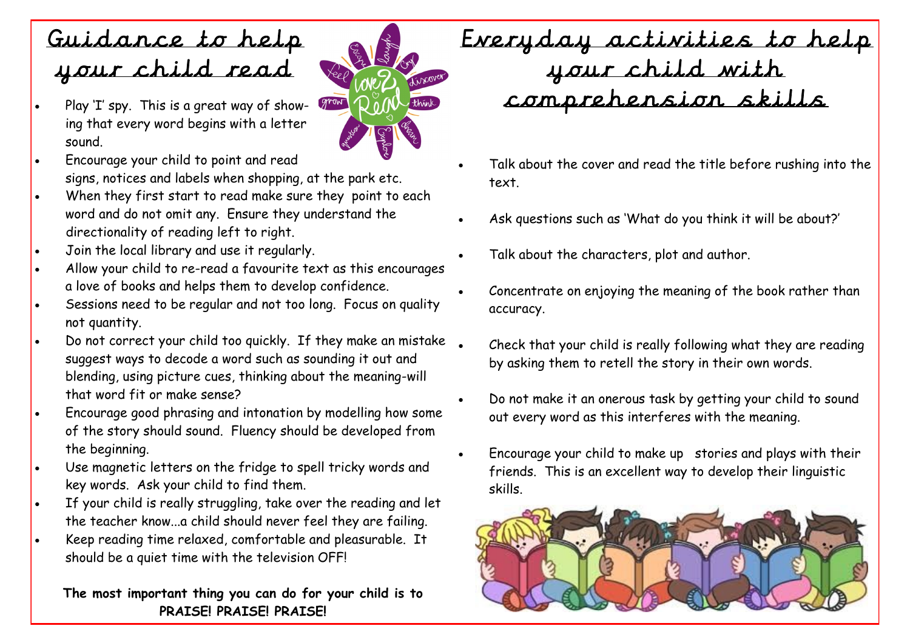# Guidance to help your child read

- Play 'I' spy. This is a great way of showing that every word begins with a letter sound.
- Encourage your child to point and read signs, notices and labels when shopping, at the park etc.
- When they first start to read make sure they point to each word and do not omit any. Ensure they understand the directionality of reading left to right.
- Join the local library and use it regularly.
- Allow your child to re-read a favourite text as this encourages a love of books and helps them to develop confidence.
- Sessions need to be regular and not too long. Focus on quality not quantity.
- Do not correct your child too quickly. If they make an mistake suggest ways to decode a word such as sounding it out and blending, using picture cues, thinking about the meaning-will that word fit or make sense?
- Encourage good phrasing and intonation by modelling how some of the story should sound. Fluency should be developed from the beginning.
- Use magnetic letters on the fridge to spell tricky words and key words. Ask your child to find them.
- If your child is really struggling, take over the reading and let the teacher know...a child should never feel they are failing.
- Keep reading time relaxed, comfortable and pleasurable. It should be a quiet time with the television OFF!

**The most important thing you can do for your child is to PRAISE! PRAISE! PRAISE!**

# Everyday activities to help your child with comprehension skills

- Talk about the cover and read the title before rushing into the text.
- Ask questions such as 'What do you think it will be about?'
- Talk about the characters, plot and author.
- Concentrate on enjoying the meaning of the book rather than accuracy.
- Check that your child is really following what they are reading by asking them to retell the story in their own words.
- Do not make it an onerous task by getting your child to sound out every word as this interferes with the meaning.
- Encourage your child to make up stories and plays with their friends. This is an excellent way to develop their linguistic skills.